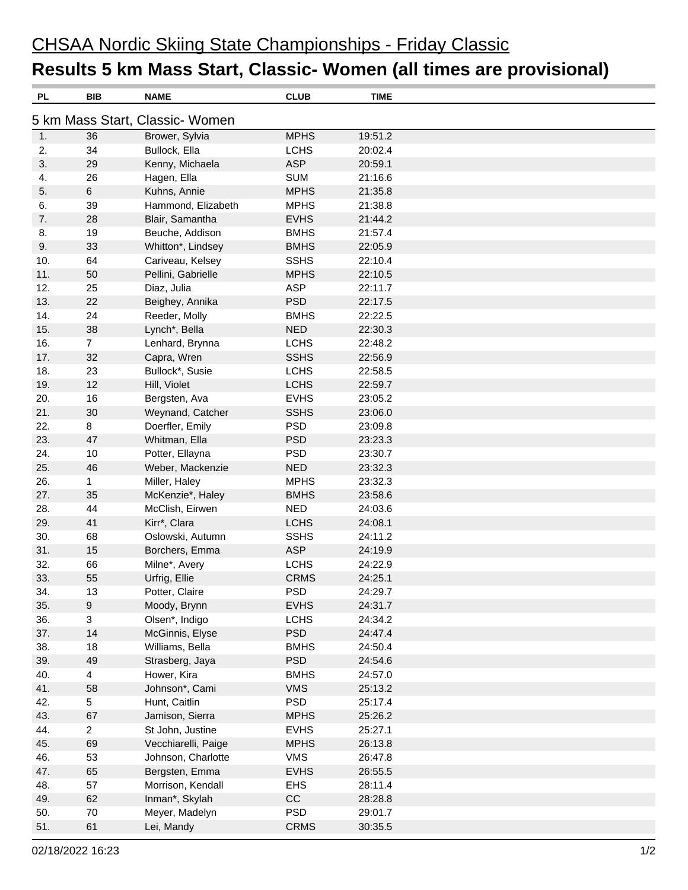# CHSAA Nordic Skiing State Championships - Friday Classic

## Results 5 km Mass Start, Classic- Women (all times are provisional)

### 5 km Mass Start, Classic- Women

| PL | BIB | NAME | CLUB | TIME |
|---|---|---|---|---|
| 1. | 36 | Brower, Sylvia | MPHS | 19:51.2 |
| 2. | 34 | Bullock, Ella | LCHS | 20:02.4 |
| 3. | 29 | Kenny, Michaela | ASP | 20:59.1 |
| 4. | 26 | Hagen, Ella | SUM | 21:16.6 |
| 5. | 6 | Kuhns, Annie | MPHS | 21:35.8 |
| 6. | 39 | Hammond, Elizabeth | MPHS | 21:38.8 |
| 7. | 28 | Blair, Samantha | EVHS | 21:44.2 |
| 8. | 19 | Beuche, Addison | BMHS | 21:57.4 |
| 9. | 33 | Whitton*, Lindsey | BMHS | 22:05.9 |
| 10. | 64 | Cariveau, Kelsey | SSHS | 22:10.4 |
| 11. | 50 | Pellini, Gabrielle | MPHS | 22:10.5 |
| 12. | 25 | Diaz, Julia | ASP | 22:11.7 |
| 13. | 22 | Beighey, Annika | PSD | 22:17.5 |
| 14. | 24 | Reeder, Molly | BMHS | 22:22.5 |
| 15. | 38 | Lynch*, Bella | NED | 22:30.3 |
| 16. | 7 | Lenhard, Brynna | LCHS | 22:48.2 |
| 17. | 32 | Capra, Wren | SSHS | 22:56.9 |
| 18. | 23 | Bullock*, Susie | LCHS | 22:58.5 |
| 19. | 12 | Hill, Violet | LCHS | 22:59.7 |
| 20. | 16 | Bergsten, Ava | EVHS | 23:05.2 |
| 21. | 30 | Weynand, Catcher | SSHS | 23:06.0 |
| 22. | 8 | Doerfler, Emily | PSD | 23:09.8 |
| 23. | 47 | Whitman, Ella | PSD | 23:23.3 |
| 24. | 10 | Potter, Ellayna | PSD | 23:30.7 |
| 25. | 46 | Weber, Mackenzie | NED | 23:32.3 |
| 26. | 1 | Miller, Haley | MPHS | 23:32.3 |
| 27. | 35 | McKenzie*, Haley | BMHS | 23:58.6 |
| 28. | 44 | McClish, Eirwen | NED | 24:03.6 |
| 29. | 41 | Kirr*, Clara | LCHS | 24:08.1 |
| 30. | 68 | Oslowski, Autumn | SSHS | 24:11.2 |
| 31. | 15 | Borchers, Emma | ASP | 24:19.9 |
| 32. | 66 | Milne*, Avery | LCHS | 24:22.9 |
| 33. | 55 | Urfrig, Ellie | CRMS | 24:25.1 |
| 34. | 13 | Potter, Claire | PSD | 24:29.7 |
| 35. | 9 | Moody, Brynn | EVHS | 24:31.7 |
| 36. | 3 | Olsen*, Indigo | LCHS | 24:34.2 |
| 37. | 14 | McGinnis, Elyse | PSD | 24:47.4 |
| 38. | 18 | Williams, Bella | BMHS | 24:50.4 |
| 39. | 49 | Strasberg, Jaya | PSD | 24:54.6 |
| 40. | 4 | Hower, Kira | BMHS | 24:57.0 |
| 41. | 58 | Johnson*, Cami | VMS | 25:13.2 |
| 42. | 5 | Hunt, Caitlin | PSD | 25:17.4 |
| 43. | 67 | Jamison, Sierra | MPHS | 25:26.2 |
| 44. | 2 | St John, Justine | EVHS | 25:27.1 |
| 45. | 69 | Vecchiarelli, Paige | MPHS | 26:13.8 |
| 46. | 53 | Johnson, Charlotte | VMS | 26:47.8 |
| 47. | 65 | Bergsten, Emma | EVHS | 26:55.5 |
| 48. | 57 | Morrison, Kendall | EHS | 28:11.4 |
| 49. | 62 | Inman*, Skylah | CC | 28:28.8 |
| 50. | 70 | Meyer, Madelyn | PSD | 29:01.7 |
| 51. | 61 | Lei, Mandy | CRMS | 30:35.5 |

02/18/2022 16:23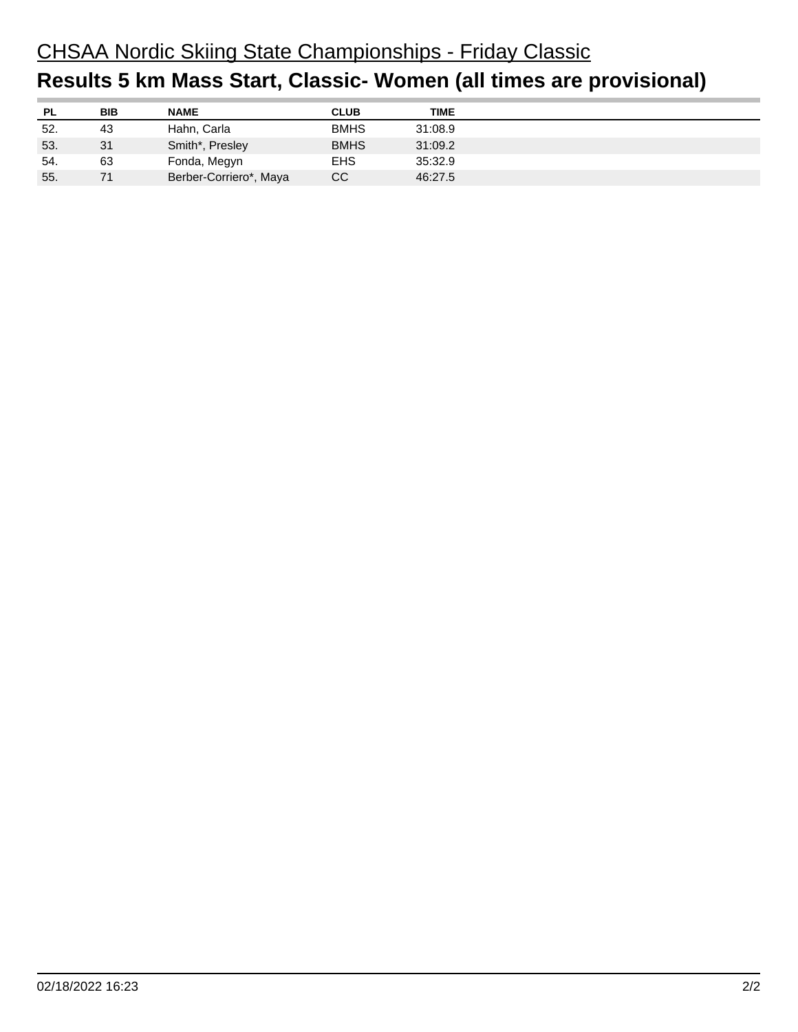## CHSAA Nordic Skiing State Championships - Friday Classic

# Results 5 km Mass Start, Classic- Women (all times are provisional)

| PL | BIB | NAME | CLUB | TIME |
|---|---|---|---|---|
| 52. | 43 | Hahn, Carla | BMHS | 31:08.9 |
| 53. | 31 | Smith*, Presley | BMHS | 31:09.2 |
| 54. | 63 | Fonda, Megyn | EHS | 35:32.9 |
| 55. | 71 | Berber-Corriero*, Maya | CC | 46:27.5 |

02/18/2022 16:23